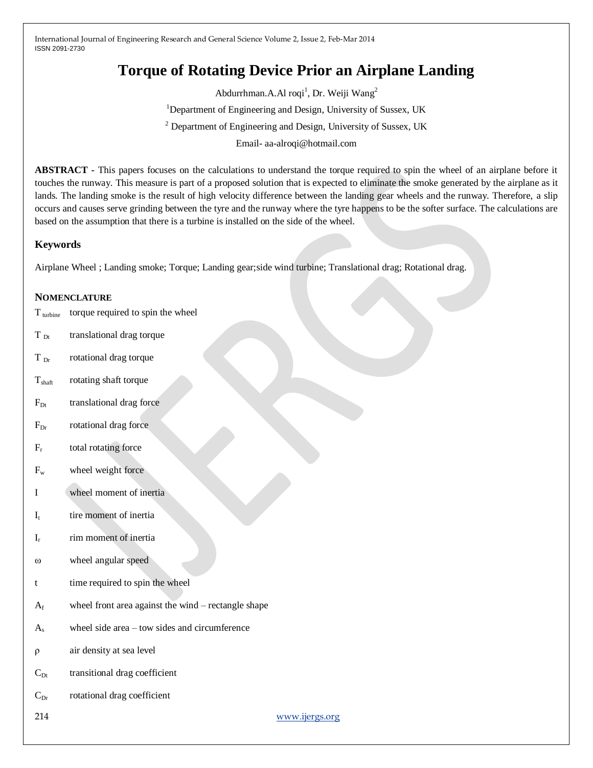# Torque of Rotating Device Prior an Airplane Landing

Abdurrhman.A.Al roqi[1], Dr. Weiji Wang[2]

[1]Department of Engineering and Design, University of Sussex, UK

[2] Department of Engineering and Design, University of Sussex, UK

Email- aa-alroqi@hotmail.com

**ABSTRACT -** This papers focuses on the calculations to understand the torque required to spin the wheel of an airplane before it touches the runway. This measure is part of a proposed solution that is expected to eliminate the smoke generated by the airplane as it lands. The landing smoke is the result of high velocity difference between the landing gear wheels and the runway. Therefore, a slip occurs and causes serve grinding between the tyre and the runway where the tyre happens to be the softer surface. The calculations are based on the assumption that there is a turbine is installed on the side of the wheel.

## Keywords

Airplane Wheel ; Landing smoke; Torque; Landing gear;side wind turbine; Translational drag; Rotational drag.

## NOMENCLATURE

$T_{turbine}$ torque required to spin the wheel

$T_{Dt}$ translational drag torque

$T_{Dr}$ rotational drag torque

$T_{shaft}$ rotating shaft torque

$F_{Dt}$ translational drag force

$F_{Dr}$ rotational drag force

$F_r$ total rotating force

$F_w$ wheel weight force

$I$ wheel moment of inertia

$I_t$ tire moment of inertia

$I_r$ rim moment of inertia

$\omega$ wheel angular speed

$t$ time required to spin the wheel

$A_f$ wheel front area against the wind – rectangle shape

$A_s$ wheel side area – tow sides and circumference

$\rho$ air density at sea level

$C_{Dt}$ transitional drag coefficient

$C_{Dr}$ rotational drag coefficient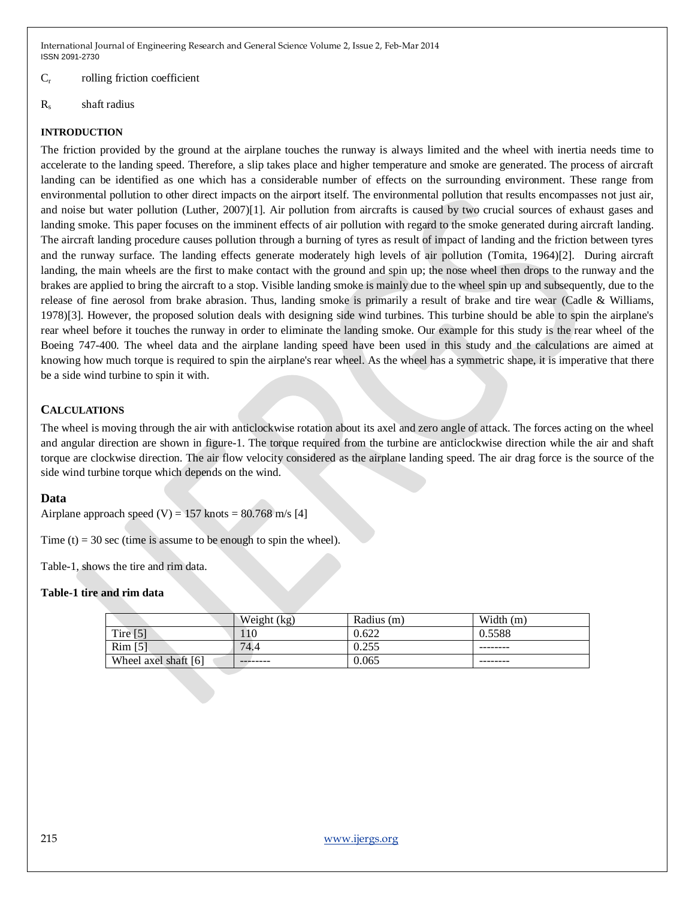$C_r$ rolling friction coefficient

$R_s$ shaft radius

## INTRODUCTION

The friction provided by the ground at the airplane touches the runway is always limited and the wheel with inertia needs time to accelerate to the landing speed. Therefore, a slip takes place and higher temperature and smoke are generated. The process of aircraft landing can be identified as one which has a considerable number of effects on the surrounding environment. These range from environmental pollution to other direct impacts on the airport itself. The environmental pollution that results encompasses not just air, and noise but water pollution (Luther, 2007)[1]. Air pollution from aircrafts is caused by two crucial sources of exhaust gases and landing smoke. This paper focuses on the imminent effects of air pollution with regard to the smoke generated during aircraft landing. The aircraft landing procedure causes pollution through a burning of tyres as result of impact of landing and the friction between tyres and the runway surface. The landing effects generate moderately high levels of air pollution (Tomita, 1964)[2]. During aircraft landing, the main wheels are the first to make contact with the ground and spin up; the nose wheel then drops to the runway and the brakes are applied to bring the aircraft to a stop. Visible landing smoke is mainly due to the wheel spin up and subsequently, due to the release of fine aerosol from brake abrasion. Thus, landing smoke is primarily a result of brake and tire wear (Cadle & Williams, 1978)[3]. However, the proposed solution deals with designing side wind turbines. This turbine should be able to spin the airplane's rear wheel before it touches the runway in order to eliminate the landing smoke. Our example for this study is the rear wheel of the Boeing 747-400. The wheel data and the airplane landing speed have been used in this study and the calculations are aimed at knowing how much torque is required to spin the airplane's rear wheel. As the wheel has a symmetric shape, it is imperative that there be a side wind turbine to spin it with.

## CALCULATIONS

The wheel is moving through the air with anticlockwise rotation about its axel and zero angle of attack. The forces acting on the wheel and angular direction are shown in figure-1. The torque required from the turbine are anticlockwise direction while the air and shaft torque are clockwise direction. The air flow velocity considered as the airplane landing speed. The air drag force is the source of the side wind turbine torque which depends on the wind.

### Data

Airplane approach speed ($V$) = 157 knots = 80.768 m/s [4]

Time ($t$) = 30 sec (time is assume to be enough to spin the wheel).

Table-1, shows the tire and rim data.

**Table-1 tire and rim data**

| | Weight (kg) | Radius (m) | Width (m) |
|---|---|---|---|
| Tire [5] | 110 | 0.622 | 0.5588 |
| Rim [5] | 74.4 | 0.255 | -------- |
| Wheel axel shaft [6] | -------- | 0.065 | -------- |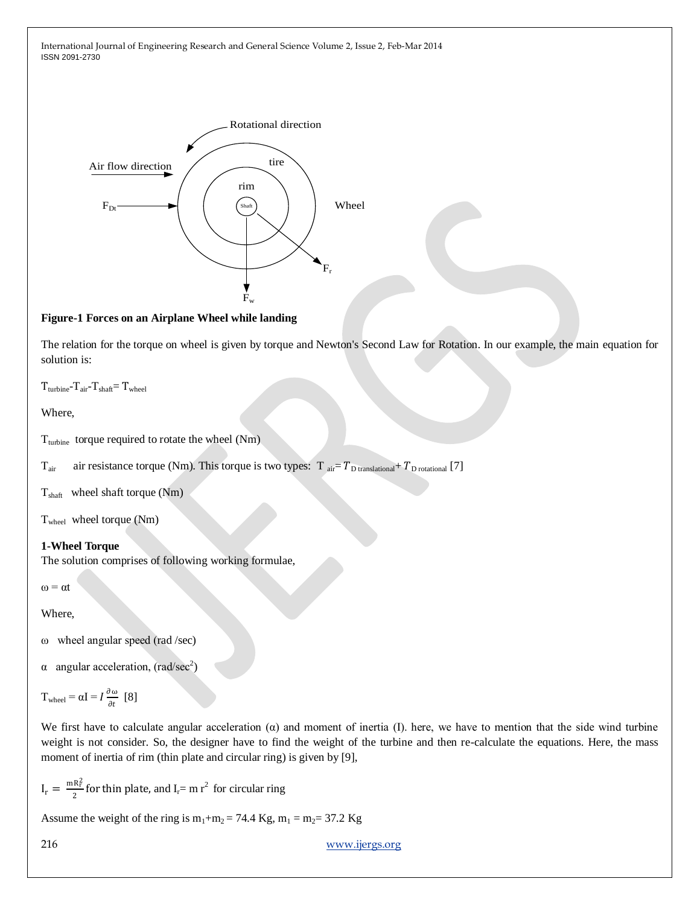**Figure-1 Forces on an Airplane Wheel while landing**

The relation for the torque on wheel is given by torque and Newton's Second Law for Rotation. In our example, the main equation for solution is:

$T_{turbine} - T_{air} - T_{shaft} = T_{wheel}$

Where,

$T_{turbine}$ torque required to rotate the wheel (Nm)

$T_{air}$ air resistance torque (Nm). This torque is two types: $T_{air} = T_{D\ translational} + T_{D\ rotational}$ [7]

$T_{shaft}$ wheel shaft torque (Nm)

$T_{wheel}$ wheel torque (Nm)

**1-Wheel Torque**

The solution comprises of following working formulae,

$\omega = \alpha t$

Where,

$\omega$ wheel angular speed (rad /sec)

$\alpha$ angular acceleration, (rad/sec$^2$)

$T_{wheel} = \alpha I = I \frac{\partial \omega}{\partial t}$ [8]

We first have to calculate angular acceleration ($\alpha$) and moment of inertia (I). here, we have to mention that the side wind turbine weight is not consider. So, the designer have to find the weight of the turbine and then re-calculate the equations. Here, the mass moment of inertia of rim (thin plate and circular ring) is given by [9],

$I_r = \frac{mR_r^2}{2}$ for thin plate, and $I_r = m\,r^2$ for circular ring

Assume the weight of the ring is $m_1 + m_2 = 74.4$ Kg, $m_1 = m_2 = 37.2$ Kg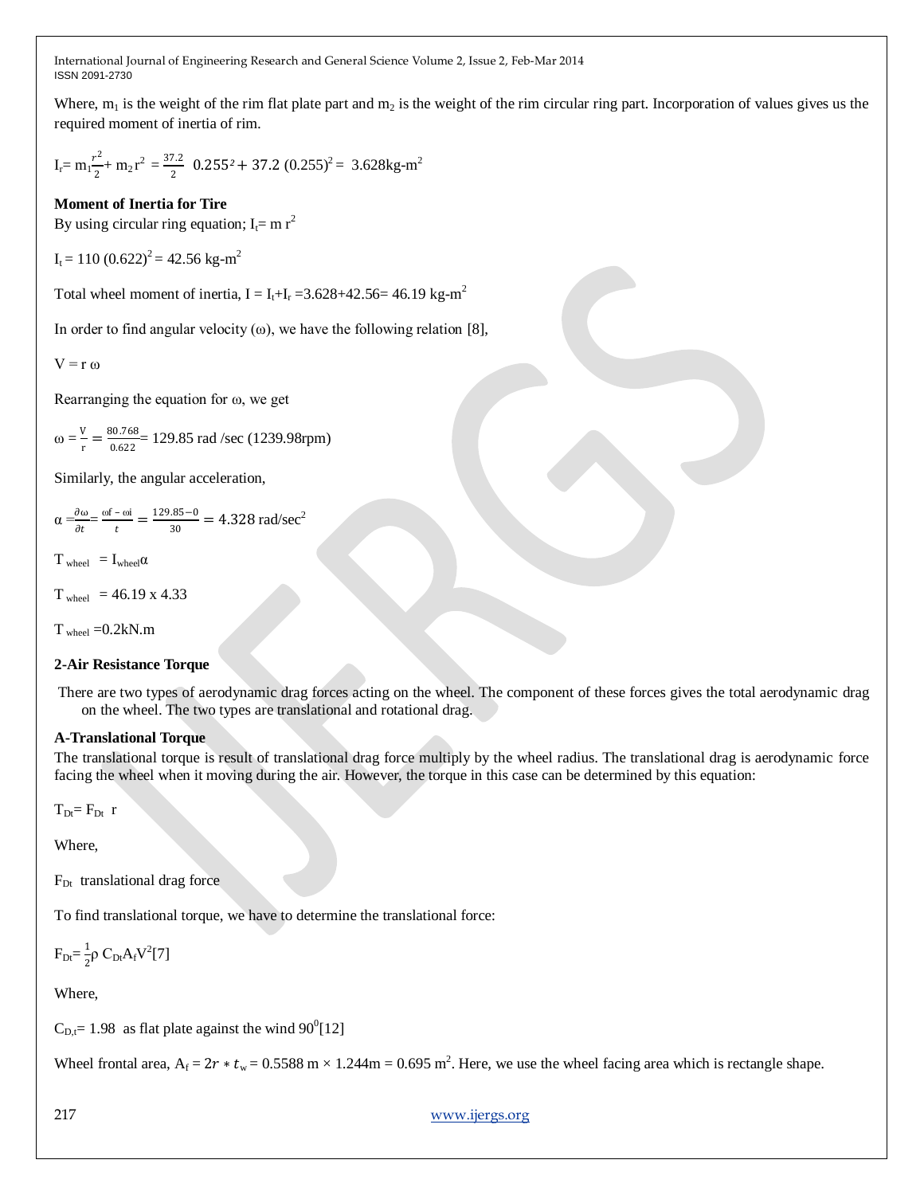Where, $m_1$ is the weight of the rim flat plate part and $m_2$ is the weight of the rim circular ring part. Incorporation of values gives us the required moment of inertia of rim.

$$I_r = m_1\frac{r^2}{2} + m_2 r^2 = \frac{37.2}{2}\ 0.255^2 + 37.2\ (0.255)^2 = 3.628\text{kg-m}^2$$

**Moment of Inertia for Tire**

By using circular ring equation; $I_t = m\ r^2$

$$I_t = 110\ (0.622)^2 = 42.56\ \text{kg-m}^2$$

Total wheel moment of inertia, $I = I_t + I_r = 3.628 + 42.56 = 46.19\ \text{kg-m}^2$

In order to find angular velocity (ω), we have the following relation [8],

$$V = r\ \omega$$

Rearranging the equation for ω, we get

$$\omega = \frac{V}{r} = \frac{80.768}{0.622} = 129.85\ \text{rad/sec}\ (1239.98\text{rpm})$$

Similarly, the angular acceleration,

$$\alpha = \frac{\partial\omega}{\partial t} = \frac{\omega f - \omega i}{t} = \frac{129.85 - 0}{30} = 4.328\ \text{rad/sec}^2$$

$$T_{wheel} = I_{wheel}\alpha$$

$$T_{wheel} = 46.19 \times 4.33$$

$$T_{wheel} = 0.2\text{kN.m}$$

**2-Air Resistance Torque**

There are two types of aerodynamic drag forces acting on the wheel. The component of these forces gives the total aerodynamic drag on the wheel. The two types are translational and rotational drag.

**A-Translational Torque**

The translational torque is result of translational drag force multiply by the wheel radius. The translational drag is aerodynamic force facing the wheel when it moving during the air. However, the torque in this case can be determined by this equation:

$$T_{Dt} = F_{Dt}\ r$$

Where,

$F_{Dt}$ translational drag force

To find translational torque, we have to determine the translational force:

$$F_{Dt} = \frac{1}{2}\rho\ C_{Dt} A_f V^2 \text{[7]}$$

Where,

$C_{D,t} = 1.98$ as flat plate against the wind $90^0$[12]

Wheel frontal area, $A_f = 2r * t_w = 0.5588\ \text{m} \times 1.244\text{m} = 0.695\ \text{m}^2$. Here, we use the wheel facing area which is rectangle shape.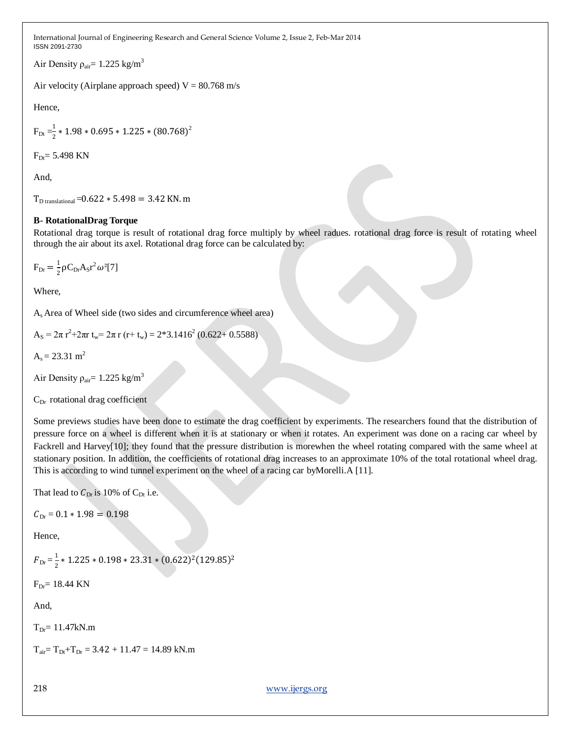Air Density $\rho_{air}$= 1.225 kg/m$^3$

Air velocity (Airplane approach speed) V = 80.768 m/s

Hence,

$$F_{Dt} = \frac{1}{2} * 1.98 * 0.695 * 1.225 * (80.768)^2$$

$F_{Dt}$= 5.498 KN

And,

$$T_{D\ translational} = 0.622 * 5.498 = 3.42\ \text{KN.m}$$

**B- RotationalDrag Torque**

Rotational drag torque is result of rotational drag force multiply by wheel radues. rotational drag force is result of rotating wheel through the air about its axel. Rotational drag force can be calculated by:

$$F_{Dr} = \frac{1}{2}\rho C_{Dr} A_S r^2 \omega^2 [7]$$

Where,

$A_s$ Area of Wheel side (two sides and circumference wheel area)

$$A_S = 2\pi r^2 + 2\pi r\, t_w = 2\pi r\,(r + t_w) = 2*3.1416^2\,(0.622 + 0.5588)$$

$A_s$ = 23.31 m$^2$

Air Density $\rho_{air}$= 1.225 kg/m$^3$

$C_{Dr}$ rotational drag coefficient

Some previews studies have been done to estimate the drag coefficient by experiments. The researchers found that the distribution of pressure force on a wheel is different when it is at stationary or when it rotates. An experiment was done on a racing car wheel by Fackrell and Harvey[10]; they found that the pressure distribution is morewhen the wheel rotating compared with the same wheel at stationary position. In addition, the coefficients of rotational drag increases to an approximate 10% of the total rotational wheel drag. This is according to wind tunnel experiment on the wheel of a racing car byMorelli.A [11].

That lead to $C_{Dr}$ is 10% of $C_{Dt}$ i.e.

$$C_{Dr} = 0.1 * 1.98 = 0.198$$

Hence,

$$F_{Dr} = \frac{1}{2} * 1.225 * 0.198 * 23.31 * (0.622)^2 (129.85)^2$$

$F_{Dr}$= 18.44 KN

And,

$T_{Dr}$= 11.47kN.m

$T_{air}$= $T_{Dt}$+$T_{Dr}$ = 3.42 + 11.47 = 14.89 kN.m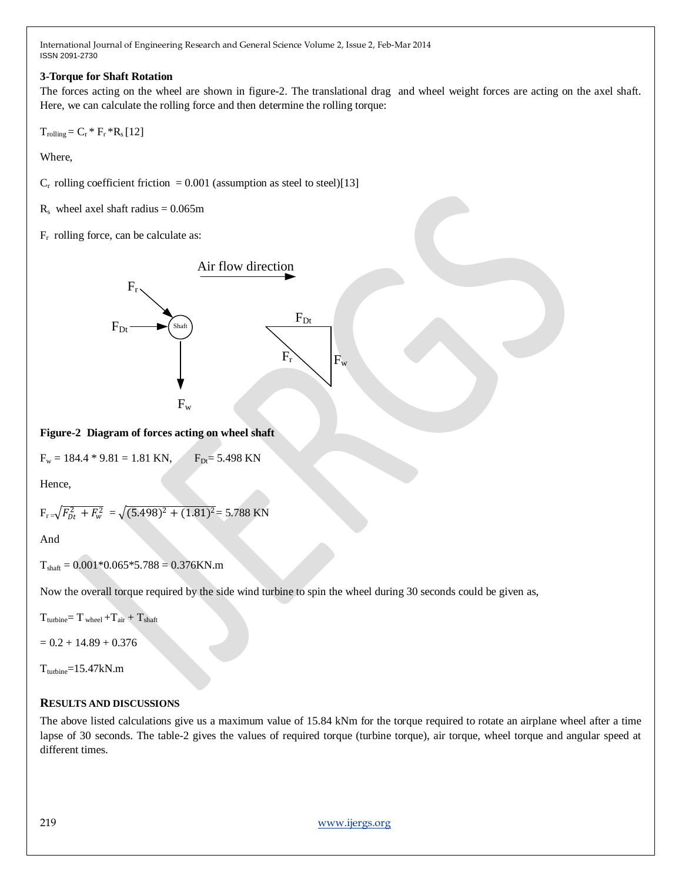### 3-Torque for Shaft Rotation

The forces acting on the wheel are shown in figure-2. The translational drag and wheel weight forces are acting on the axel shaft. Here, we can calculate the rolling force and then determine the rolling torque:

$T_{rolling} = C_r * F_r * R_s$ [12]

Where,

$C_r$ rolling coefficient friction = 0.001 (assumption as steel to steel)[13]

$R_s$ wheel axel shaft radius = 0.065m

$F_r$ rolling force, can be calculate as:

**Figure-2 Diagram of forces acting on wheel shaft**

$F_w$ = 184.4 * 9.81 = 1.81 KN, $F_{Dt}$= 5.498 KN

Hence,

$F_r = \sqrt{F_{Dt}^2 + F_w^2} = \sqrt{(5.498)^2 + (1.81)^2} = 5.788$ KN

And

$T_{shaft}$ = 0.001*0.065*5.788 = 0.376KN.m

Now the overall torque required by the side wind turbine to spin the wheel during 30 seconds could be given as,

$T_{turbine} = T_{wheel} + T_{air} + T_{shaft}$

= 0.2 + 14.89 + 0.376

$T_{turbine}$=15.47kN.m

## RESULTS AND DISCUSSIONS

The above listed calculations give us a maximum value of 15.84 kNm for the torque required to rotate an airplane wheel after a time lapse of 30 seconds. The table-2 gives the values of required torque (turbine torque), air torque, wheel torque and angular speed at different times.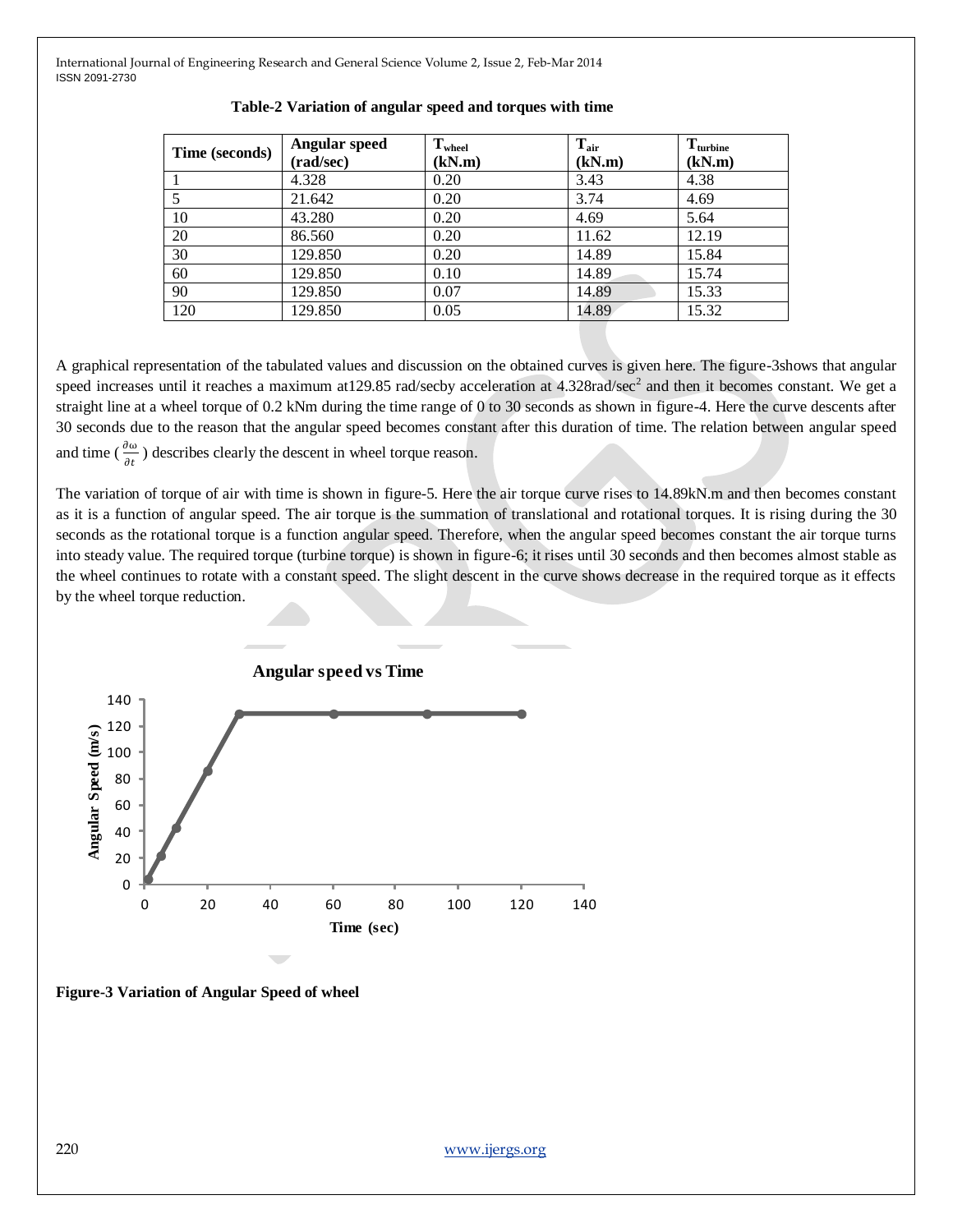**Table-2 Variation of angular speed and torques with time**

| Time (seconds) | Angular speed (rad/sec) | $T_{wheel}$ (kN.m) | $T_{air}$ (kN.m) | $T_{turbine}$ (kN.m) |
|---|---|---|---|---|
| 1 | 4.328 | 0.20 | 3.43 | 4.38 |
| 5 | 21.642 | 0.20 | 3.74 | 4.69 |
| 10 | 43.280 | 0.20 | 4.69 | 5.64 |
| 20 | 86.560 | 0.20 | 11.62 | 12.19 |
| 30 | 129.850 | 0.20 | 14.89 | 15.84 |
| 60 | 129.850 | 0.10 | 14.89 | 15.74 |
| 90 | 129.850 | 0.07 | 14.89 | 15.33 |
| 120 | 129.850 | 0.05 | 14.89 | 15.32 |

A graphical representation of the tabulated values and discussion on the obtained curves is given here. The figure-3shows that angular speed increases until it reaches a maximum at129.85 rad/secby acceleration at 4.328rad/sec$^2$ and then it becomes constant. We get a straight line at a wheel torque of 0.2 kNm during the time range of 0 to 30 seconds as shown in figure-4. Here the curve descents after 30 seconds due to the reason that the angular speed becomes constant after this duration of time. The relation between angular speed and time ($\frac{\partial \omega}{\partial t}$) describes clearly the descent in wheel torque reason.

The variation of torque of air with time is shown in figure-5. Here the air torque curve rises to 14.89kN.m and then becomes constant as it is a function of angular speed. The air torque is the summation of translational and rotational torques. It is rising during the 30 seconds as the rotational torque is a function angular speed. Therefore, when the angular speed becomes constant the air torque turns into steady value. The required torque (turbine torque) is shown in figure-6; it rises until 30 seconds and then becomes almost stable as the wheel continues to rotate with a constant speed. The slight descent in the curve shows decrease in the required torque as it effects by the wheel torque reduction.

**Figure-3 Variation of Angular Speed of wheel**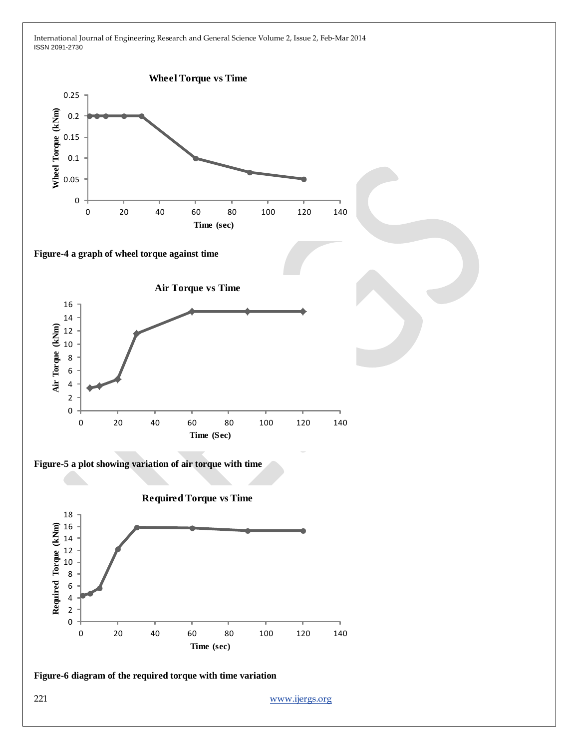Figure-4 a graph of wheel torque against time

Figure-5 a plot showing variation of air torque with time

Figure-6 diagram of the required torque with time variation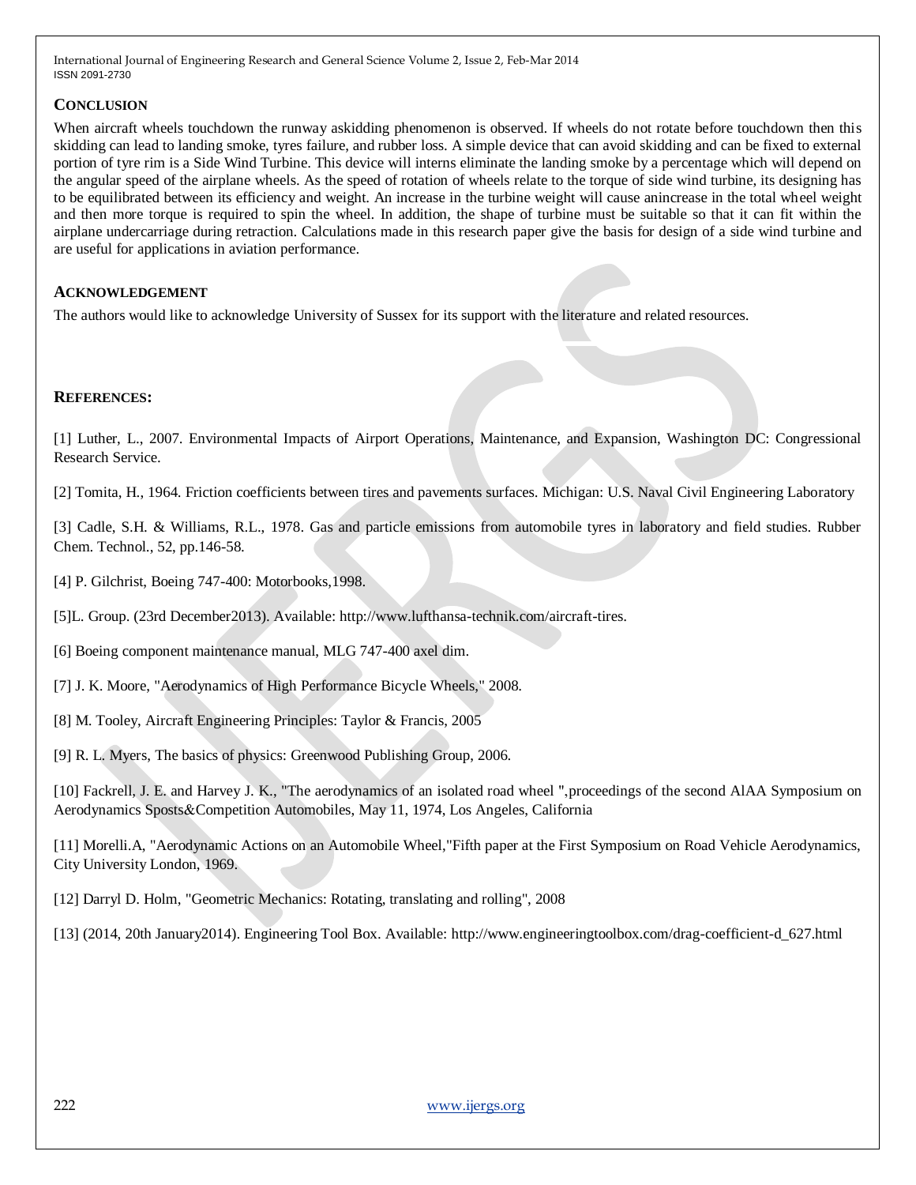## Conclusion

When aircraft wheels touchdown the runway askidding phenomenon is observed. If wheels do not rotate before touchdown then this skidding can lead to landing smoke, tyres failure, and rubber loss. A simple device that can avoid skidding and can be fixed to external portion of tyre rim is a Side Wind Turbine. This device will interns eliminate the landing smoke by a percentage which will depend on the angular speed of the airplane wheels. As the speed of rotation of wheels relate to the torque of side wind turbine, its designing has to be equilibrated between its efficiency and weight. An increase in the turbine weight will cause anincrease in the total wheel weight and then more torque is required to spin the wheel. In addition, the shape of turbine must be suitable so that it can fit within the airplane undercarriage during retraction. Calculations made in this research paper give the basis for design of a side wind turbine and are useful for applications in aviation performance.

## Acknowledgement

The authors would like to acknowledge University of Sussex for its support with the literature and related resources.

## References:

[1] Luther, L., 2007. Environmental Impacts of Airport Operations, Maintenance, and Expansion, Washington DC: Congressional Research Service.

[2] Tomita, H., 1964. Friction coefficients between tires and pavements surfaces. Michigan: U.S. Naval Civil Engineering Laboratory

[3] Cadle, S.H. & Williams, R.L., 1978. Gas and particle emissions from automobile tyres in laboratory and field studies. Rubber Chem. Technol., 52, pp.146-58.

[4] P. Gilchrist, Boeing 747-400: Motorbooks,1998.

[5]L. Group. (23rd December2013). Available: http://www.lufthansa-technik.com/aircraft-tires.

[6] Boeing component maintenance manual, MLG 747-400 axel dim.

[7] J. K. Moore, "Aerodynamics of High Performance Bicycle Wheels," 2008.

[8] M. Tooley, Aircraft Engineering Principles: Taylor & Francis, 2005

[9] R. L. Myers, The basics of physics: Greenwood Publishing Group, 2006.

[10] Fackrell, J. E. and Harvey J. K., "The aerodynamics of an isolated road wheel ",proceedings of the second AlAA Symposium on Aerodynamics Sposts&Competition Automobiles, May 11, 1974, Los Angeles, California

[11] Morelli.A, "Aerodynamic Actions on an Automobile Wheel,"Fifth paper at the First Symposium on Road Vehicle Aerodynamics, City University London, 1969.

[12] Darryl D. Holm, "Geometric Mechanics: Rotating, translating and rolling", 2008

[13] (2014, 20th January2014). Engineering Tool Box. Available: http://www.engineeringtoolbox.com/drag-coefficient-d_627.html